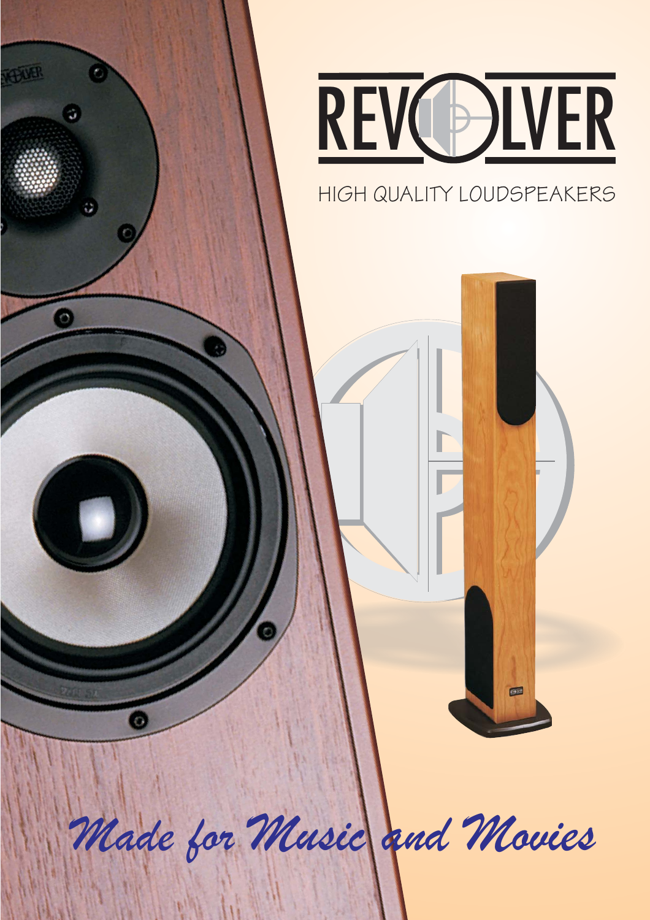# REVOLVER

HIGH QUALITY LOUDSPEAKERS

*Made for Music and Movies*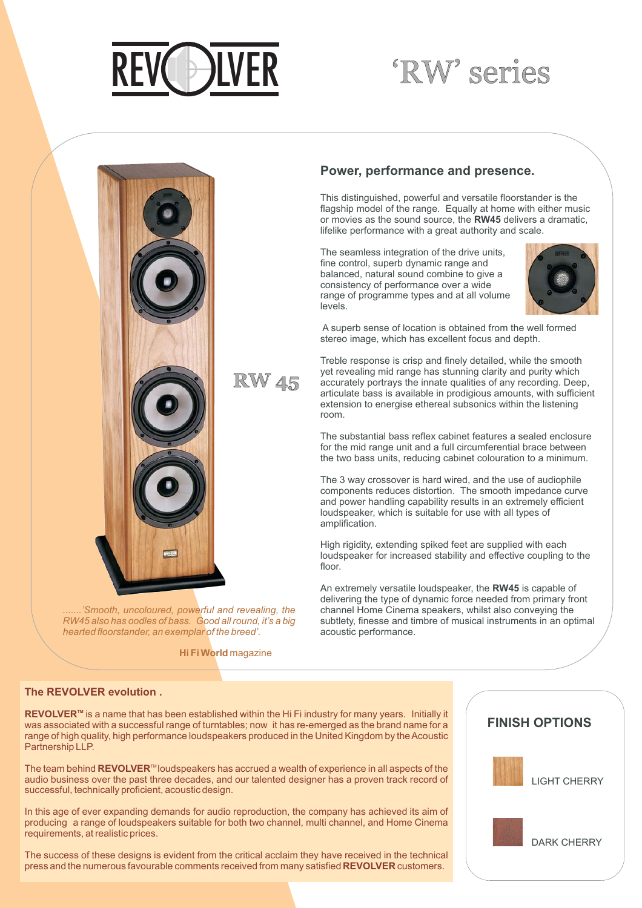# REVOLVER

# 'RW' series

## RW 45

## Power, performance and presence.

This distinguished, powerful and versatile floorstander is the flagship model of the range. Equally at home with either music or movies as the sound source, the **RW45** delivers a dramatic, lifelike performance with a great authority and scale.

The seamless integration of the drive units, fine control, superb dynamic range and balanced, natural sound combine to give a consistency of performance over a wide range of programme types and at all volume levels.

A superb sense of location is obtained from the well formed stereo image, which has excellent focus and depth.

Treble response is crisp and finely detailed, while the smooth yet revealing mid range has stunning clarity and purity which accurately portrays the innate qualities of any recording. Deep, articulate bass is available in prodigious amounts, with sufficient extension to energise ethereal subsonics within the listening room.

The substantial bass reflex cabinet features a sealed enclosure for the mid range unit and a full circumferential brace between the two bass units, reducing cabinet colouration to a minimum.

The 3 way crossover is hard wired, and the use of audiophile components reduces distortion. The smooth impedance curve and power handling capability results in an extremely efficient loudspeaker, which is suitable for use with all types of amplification.

High rigidity, extending spiked feet are supplied with each loudspeaker for increased stability and effective coupling to the floor.

An extremely versatile loudspeaker, the **RW45** is capable of delivering the type of dynamic force needed from primary front channel Home Cinema speakers, whilst also conveying the subtlety, finesse and timbre of musical instruments in an optimal acoustic performance.

*.......'Smooth, uncoloured, powerful and revealing, the RW45 also has oodles of bass. Good all round, it's a big hearted floorstander, an exemplar of the breed'.*

**Hi Fi World** magazine

### The REVOLVER evolution .

**REVOLVER™** is a name that has been established within the Hi Fi industry for many years. Initially it was associated with a successful range of turntables; now it has re-emerged as the brand name for a range of high quality, high performance loudspeakers produced in the United Kingdom by the Acoustic Partnership LLP.

The team behind **REVOLVER**™ loudspeakers has accrued a wealth of experience in all aspects of the audio business over the past three decades, and our talented designer has a proven track record of successful, technically proficient, acoustic design.

In this age of ever expanding demands for audio reproduction, the company has achieved its aim of producing a range of loudspeakers suitable for both two channel, multi channel, and Home Cinema requirements, at realistic prices.

The success of these designs is evident from the critical acclaim they have received in the technical press and the numerous favourable comments received from many satisfied **REVOLVER** customers.

### FINISH OPTIONS

LIGHT CHERRY

DARK CHERRY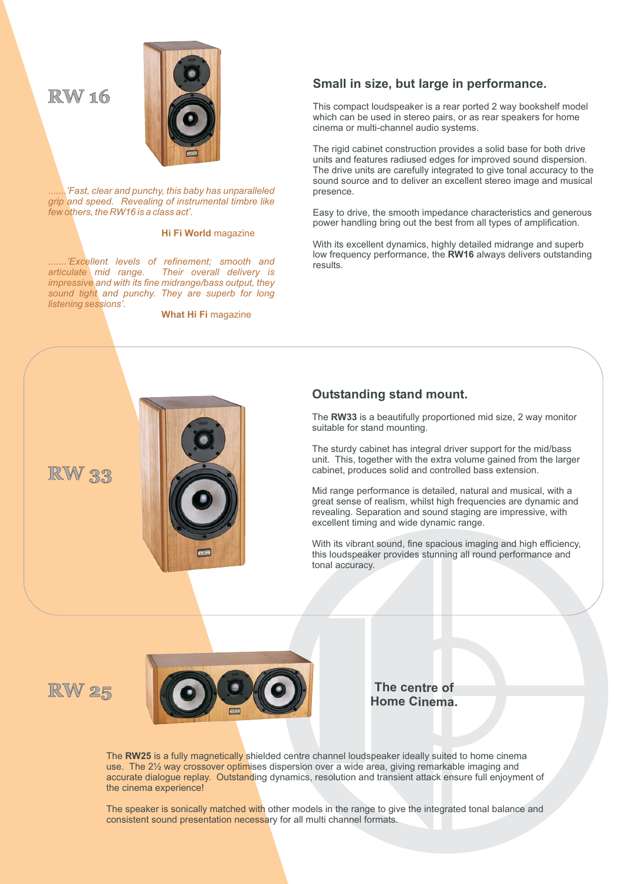# RW 16

## Small in size, but large in performance.

This compact loudspeaker is a rear ported 2 way bookshelf model which can be used in stereo pairs, or as rear speakers for home cinema or multi-channel audio systems.

The rigid cabinet construction provides a solid base for both drive units and features radiused edges for improved sound dispersion. The drive units are carefully integrated to give tonal accuracy to the sound source and to deliver an excellent stereo image and musical presence.

Easy to drive, the smooth impedance characteristics and generous power handling bring out the best from all types of amplification.

With its excellent dynamics, highly detailed midrange and superb low frequency performance, the **RW16** always delivers outstanding results.

*.......'Fast, clear and punchy, this baby has unparalleled grip and speed. Revealing of instrumental timbre like few others, the RW16 is a class act'.*

**Hi Fi World** magazine

*.......'Excellent levels of refinement; smooth and articulate mid range. Their overall delivery is impressive and with its fine midrange/bass output, they sound tight and punchy. They are superb for long listening sessions'.*

**What Hi Fi** magazine

# RW 33

## Outstanding stand mount.

The **RW33** is a beautifully proportioned mid size, 2 way monitor suitable for stand mounting.

The sturdy cabinet has integral driver support for the mid/bass unit. This, together with the extra volume gained from the larger cabinet, produces solid and controlled bass extension.

Mid range performance is detailed, natural and musical, with a great sense of realism, whilst high frequencies are dynamic and revealing. Separation and sound staging are impressive, with excellent timing and wide dynamic range.

With its vibrant sound, fine spacious imaging and high efficiency, this loudspeaker provides stunning all round performance and tonal accuracy.

# RW 25

## The centre of Home Cinema.

The **RW25** is a fully magnetically shielded centre channel loudspeaker ideally suited to home cinema use. The 2½ way crossover optimises dispersion over a wide area, giving remarkable imaging and accurate dialogue replay. Outstanding dynamics, resolution and transient attack ensure full enjoyment of the cinema experience!

The speaker is sonically matched with other models in the range to give the integrated tonal balance and consistent sound presentation necessary for all multi channel formats.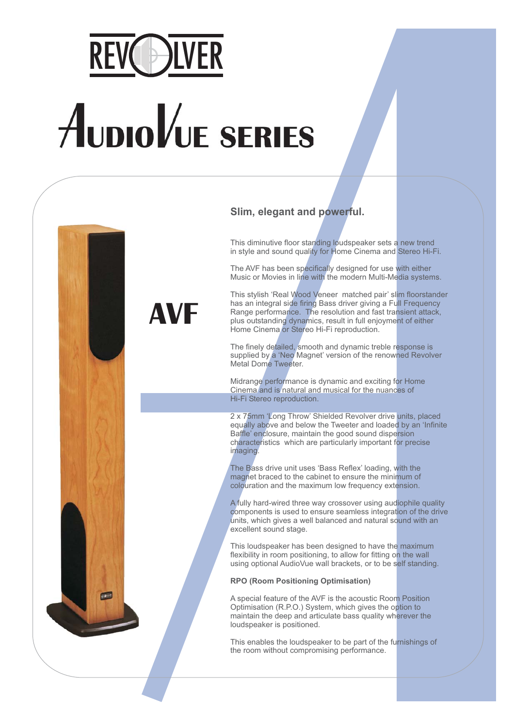# REVOLVER

# AudioVue SERIES

## AVF

### Slim, elegant and powerful.

This diminutive floor standing loudspeaker sets a new trend in style and sound quality for Home Cinema and Stereo Hi-Fi.

The AVF has been specifically designed for use with either Music or Movies in line with the modern Multi-Media systems.

This stylish 'Real Wood Veneer matched pair' slim floorstander has an integral side firing Bass driver giving a Full Frequency Range performance. The resolution and fast transient attack, plus outstanding dynamics, result in full enjoyment of either Home Cinema or Stereo Hi-Fi reproduction.

The finely detailed, smooth and dynamic treble response is supplied by a 'Neo Magnet' version of the renowned Revolver Metal Dome Tweeter.

Midrange performance is dynamic and exciting for Home Cinema and is natural and musical for the nuances of Hi-Fi Stereo reproduction.

2 x 75mm 'Long Throw' Shielded Revolver drive units, placed equally above and below the Tweeter and loaded by an 'Infinite Baffle' enclosure, maintain the good sound dispersion characteristics which are particularly important for precise imaging.

The Bass drive unit uses 'Bass Reflex' loading, with the magnet braced to the cabinet to ensure the minimum of colouration and the maximum low frequency extension.

A fully hard-wired three way crossover using audiophile quality components is used to ensure seamless integration of the drive units, which gives a well balanced and natural sound with an excellent sound stage.

This loudspeaker has been designed to have the maximum flexibility in room positioning, to allow for fitting on the wall using optional AudioVue wall brackets, or to be self standing.

**RPO (Room Positioning Optimisation)**

A special feature of the AVF is the acoustic Room Position Optimisation (R.P.O.) System, which gives the option to maintain the deep and articulate bass quality wherever the loudspeaker is positioned.

This enables the loudspeaker to be part of the furnishings of the room without compromising performance.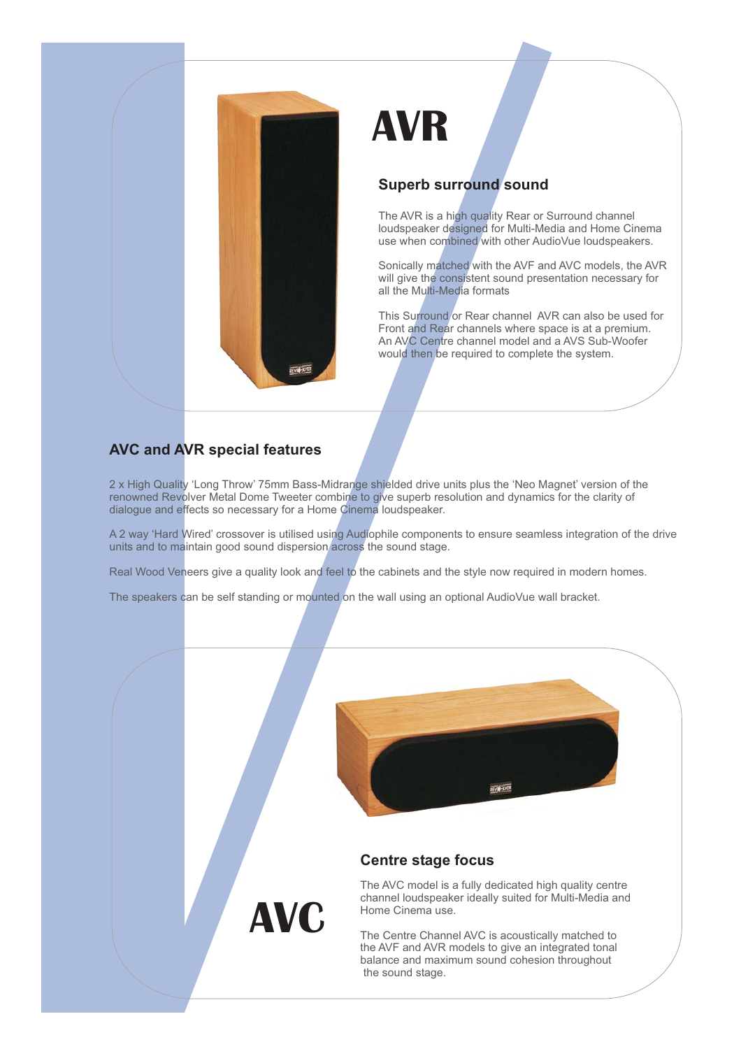# AVR

## Superb surround sound

The AVR is a high quality Rear or Surround channel loudspeaker designed for Multi-Media and Home Cinema use when combined with other AudioVue loudspeakers.

Sonically matched with the AVF and AVC models, the AVR will give the consistent sound presentation necessary for all the Multi-Media formats

This Surround or Rear channel AVR can also be used for Front and Rear channels where space is at a premium. An AVC Centre channel model and a AVS Sub-Woofer would then be required to complete the system.

## AVC and AVR special features

2 x High Quality 'Long Throw' 75mm Bass-Midrange shielded drive units plus the 'Neo Magnet' version of the renowned Revolver Metal Dome Tweeter combine to give superb resolution and dynamics for the clarity of dialogue and effects so necessary for a Home Cinema loudspeaker.

A 2 way 'Hard Wired' crossover is utilised using Audiophile components to ensure seamless integration of the drive units and to maintain good sound dispersion across the sound stage.

Real Wood Veneers give a quality look and feel to the cabinets and the style now required in modern homes.

The speakers can be self standing or mounted on the wall using an optional AudioVue wall bracket.

# AVC

## Centre stage focus

The AVC model is a fully dedicated high quality centre channel loudspeaker ideally suited for Multi-Media and Home Cinema use.

The Centre Channel AVC is acoustically matched to the AVF and AVR models to give an integrated tonal balance and maximum sound cohesion throughout the sound stage.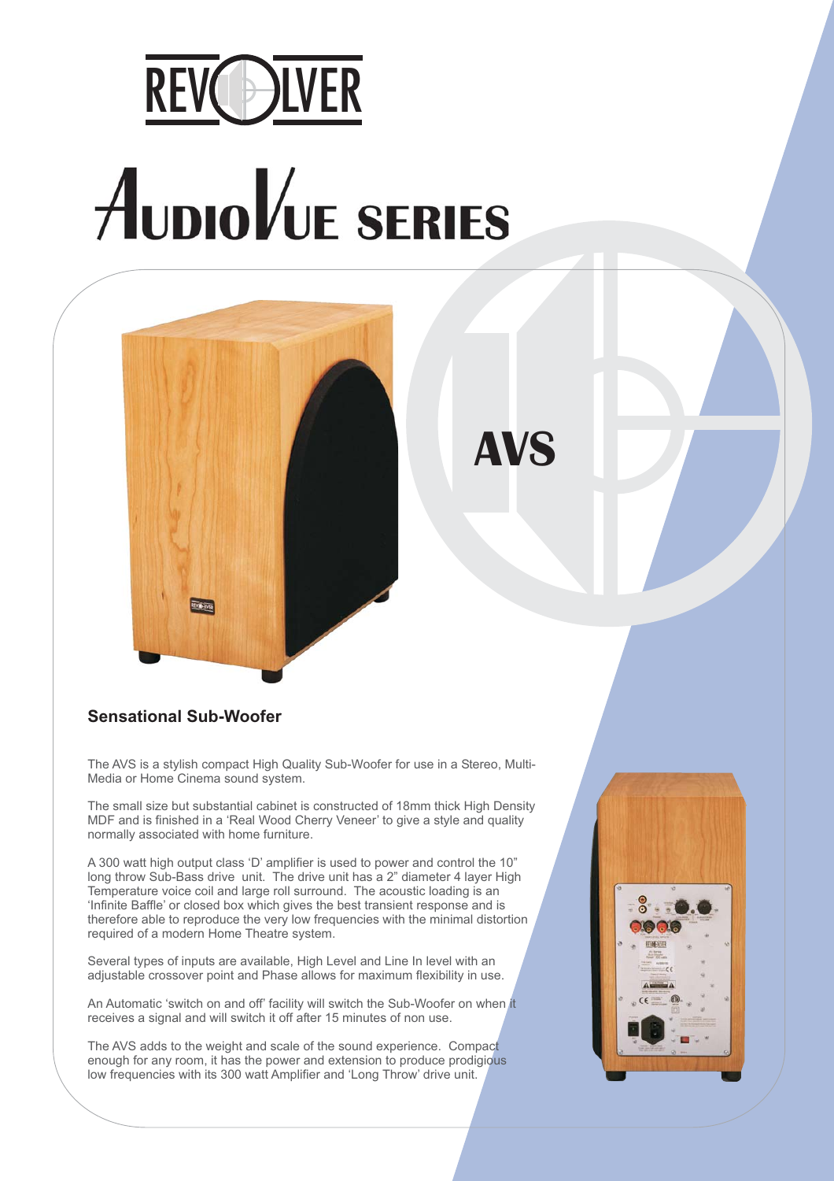# REVOLVER

# AudioVue SERIES

## AVS

### Sensational Sub-Woofer

The AVS is a stylish compact High Quality Sub-Woofer for use in a Stereo, Multi-Media or Home Cinema sound system.

The small size but substantial cabinet is constructed of 18mm thick High Density MDF and is finished in a 'Real Wood Cherry Veneer' to give a style and quality normally associated with home furniture.

A 300 watt high output class 'D' amplifier is used to power and control the 10" long throw Sub-Bass drive unit. The drive unit has a 2" diameter 4 layer High Temperature voice coil and large roll surround. The acoustic loading is an 'Infinite Baffle' or closed box which gives the best transient response and is therefore able to reproduce the very low frequencies with the minimal distortion required of a modern Home Theatre system.

Several types of inputs are available, High Level and Line In level with an adjustable crossover point and Phase allows for maximum flexibility in use.

An Automatic 'switch on and off' facility will switch the Sub-Woofer on when it receives a signal and will switch it off after 15 minutes of non use.

The AVS adds to the weight and scale of the sound experience. Compact enough for any room, it has the power and extension to produce prodigious low frequencies with its 300 watt Amplifier and 'Long Throw' drive unit.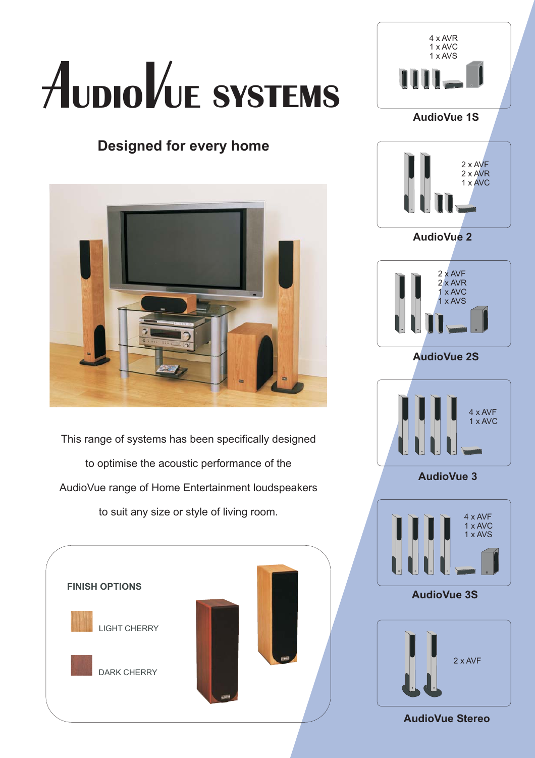# AudioVue SYSTEMS

## Designed for every home

This range of systems has been specifically designed to optimise the acoustic performance of the AudioVue range of Home Entertainment loudspeakers to suit any size or style of living room.

**FINISH OPTIONS**

LIGHT CHERRY

DARK CHERRY

4 x AVR
1 x AVC
1 x AVS

**AudioVue 1S**

2 x AVF
2 x AVR
1 x AVC

**AudioVue 2**

2 x AVF
2 x AVR
1 x AVC
1 x AVS

**AudioVue 2S**

4 x AVF
1 x AVC

**AudioVue 3**

4 x AVF
1 x AVC
1 x AVS

**AudioVue 3S**

2 x AVF

**AudioVue Stereo**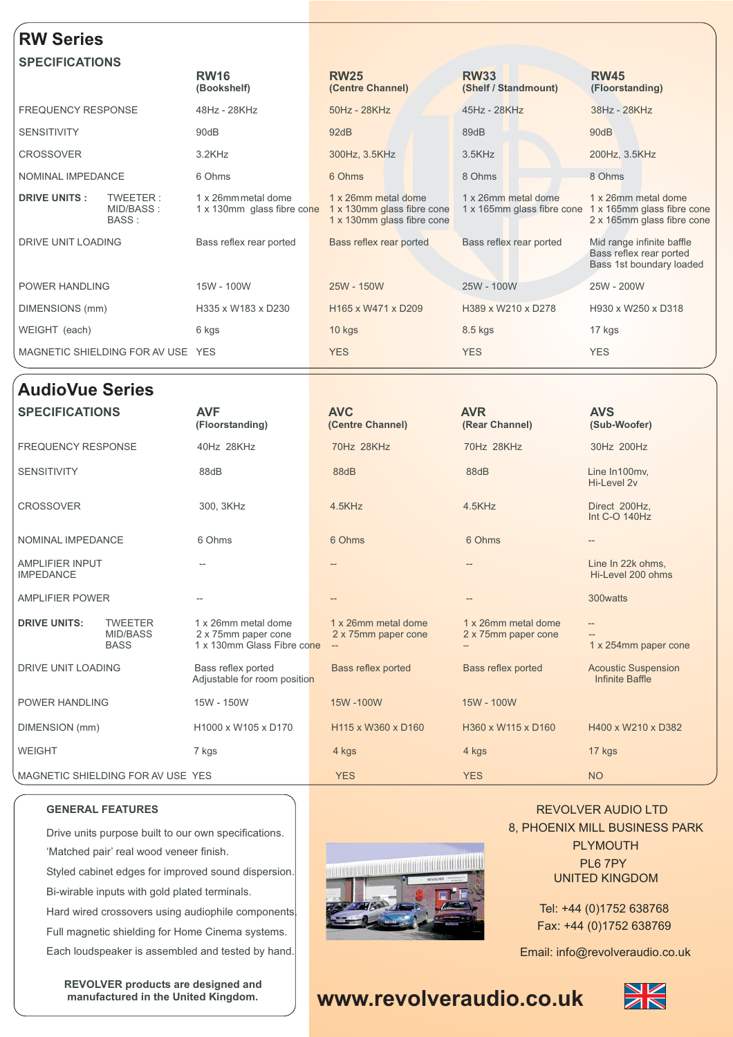# RW Series

## SPECIFICATIONS

| | | RW16 (Bookshelf) | RW25 (Centre Channel) | RW33 (Shelf / Standmount) | RW45 (Floorstanding) |
|---|---|---|---|---|---|
| FREQUENCY RESPONSE | | 48Hz - 28KHz | 50Hz - 28KHz | 45Hz - 28KHz | 38Hz - 28KHz |
| SENSITIVITY | | 90dB | 92dB | 89dB | 90dB |
| CROSSOVER | | 3.2KHz | 300Hz, 3.5KHz | 3.5KHz | 200Hz, 3.5KHz |
| NOMINAL IMPEDANCE | | 6 Ohms | 6 Ohms | 8 Ohms | 8 Ohms |
| **DRIVE UNITS :** | TWEETER : | 1 x 26mm metal dome | 1 x 26mm metal dome | 1 x 26mm metal dome | 1 x 26mm metal dome |
| | MID/BASS : | 1 x 130mm glass fibre cone | 1 x 130mm glass fibre cone | 1 x 165mm glass fibre cone | 1 x 165mm glass fibre cone |
| | BASS : | | 1 x 130mm glass fibre cone | | 2 x 165mm glass fibre cone |
| DRIVE UNIT LOADING | | Bass reflex rear ported | Bass reflex rear ported | Bass reflex rear ported | Mid range infinite baffle<br>Bass reflex rear ported<br>Bass 1st boundary loaded |
| POWER HANDLING | | 15W - 100W | 25W - 150W | 25W - 100W | 25W - 200W |
| DIMENSIONS (mm) | | H335 x W183 x D230 | H165 x W471 x D209 | H389 x W210 x D278 | H930 x W250 x D318 |
| WEIGHT (each) | | 6 kgs | 10 kgs | 8.5 kgs | 17 kgs |
| MAGNETIC SHIELDING FOR AV USE | | YES | YES | YES | YES |

# AudioVue Series

## SPECIFICATIONS

| | | AVF (Floorstanding) | AVC (Centre Channel) | AVR (Rear Channel) | AVS (Sub-Woofer) |
|---|---|---|---|---|---|
| FREQUENCY RESPONSE | | 40Hz 28KHz | 70Hz 28KHz | 70Hz 28KHz | 30Hz 200Hz |
| SENSITIVITY | | 88dB | 88dB | 88dB | Line In100mv,<br>Hi-Level 2v |
| CROSSOVER | | 300, 3KHz | 4.5KHz | 4.5KHz | Direct 200Hz,<br>Int C-O 140Hz |
| NOMINAL IMPEDANCE | | 6 Ohms | 6 Ohms | 6 Ohms | -- |
| AMPLIFIER INPUT IMPEDANCE | | -- | -- | -- | Line In 22k ohms,<br>Hi-Level 200 ohms |
| AMPLIFIER POWER | | -- | -- | -- | 300watts |
| **DRIVE UNITS:** | TWEETER | 1 x 26mm metal dome | 1 x 26mm metal dome | 1 x 26mm metal dome | -- |
| | MID/BASS | 2 x 75mm paper cone | 2 x 75mm paper cone | 2 x 75mm paper cone | -- |
| | BASS | 1 x 130mm Glass Fibre cone | -- | – | 1 x 254mm paper cone |
| DRIVE UNIT LOADING | | Bass reflex ported<br>Adjustable for room position | Bass reflex ported | Bass reflex ported | Acoustic Suspension<br>Infinite Baffle |
| POWER HANDLING | | 15W - 150W | 15W -100W | 15W - 100W | |
| DIMENSION (mm) | | H1000 x W105 x D170 | H115 x W360 x D160 | H360 x W115 x D160 | H400 x W210 x D382 |
| WEIGHT | | 7 kgs | 4 kgs | 4 kgs | 17 kgs |
| MAGNETIC SHIELDING FOR AV USE | | YES | YES | YES | NO |

### GENERAL FEATURES

Drive units purpose built to our own specifications.

'Matched pair' real wood veneer finish.

Styled cabinet edges for improved sound dispersion.

Bi-wirable inputs with gold plated terminals.

Hard wired crossovers using audiophile components.

Full magnetic shielding for Home Cinema systems.

Each loudspeaker is assembled and tested by hand.

**REVOLVER products are designed and manufactured in the United Kingdom.**

REVOLVER AUDIO LTD
8, PHOENIX MILL BUSINESS PARK
PLYMOUTH
PL6 7PY
UNITED KINGDOM

Tel: +44 (0)1752 638768
Fax: +44 (0)1752 638769

Email: info@revolveraudio.co.uk

**www.revolveraudio.co.uk**